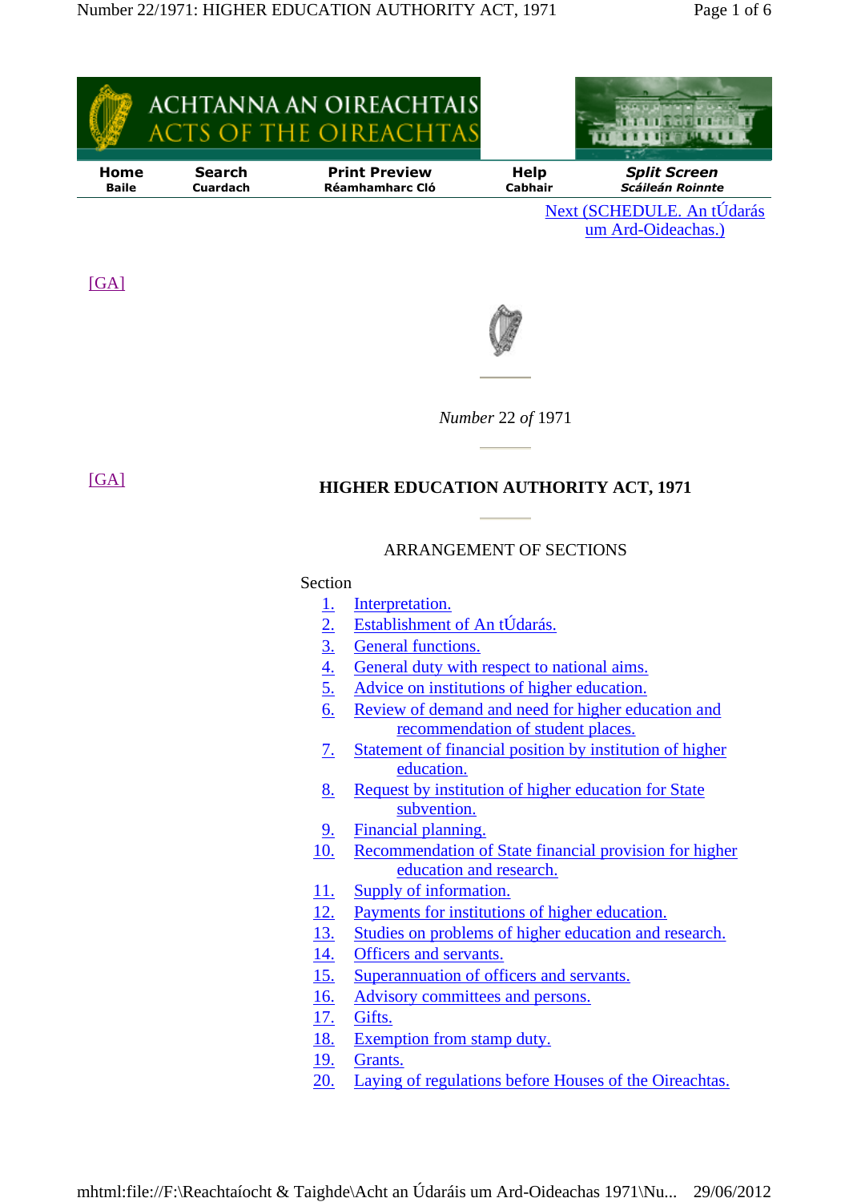ACHTANNA AN OIREACHTAIS
ACTS OF THE OIREACHTAS

Home Baile | Search Cuardach | Print Preview Réamhamharc Cló | Help Cabhair | *Split Screen Scáileán Roinnte*

Next (SCHEDULE. An tÚdarás um Ard-Oideachas.)

[GA]

*Number* 22 *of* 1971

[GA]

# HIGHER EDUCATION AUTHORITY ACT, 1971

ARRANGEMENT OF SECTIONS

Section

1. Interpretation.
2. Establishment of An tÚdarás.
3. General functions.
4. General duty with respect to national aims.
5. Advice on institutions of higher education.
6. Review of demand and need for higher education and recommendation of student places.
7. Statement of financial position by institution of higher education.
8. Request by institution of higher education for State subvention.
9. Financial planning.
10. Recommendation of State financial provision for higher education and research.
11. Supply of information.
12. Payments for institutions of higher education.
13. Studies on problems of higher education and research.
14. Officers and servants.
15. Superannuation of officers and servants.
16. Advisory committees and persons.
17. Gifts.
18. Exemption from stamp duty.
19. Grants.
20. Laying of regulations before Houses of the Oireachtas.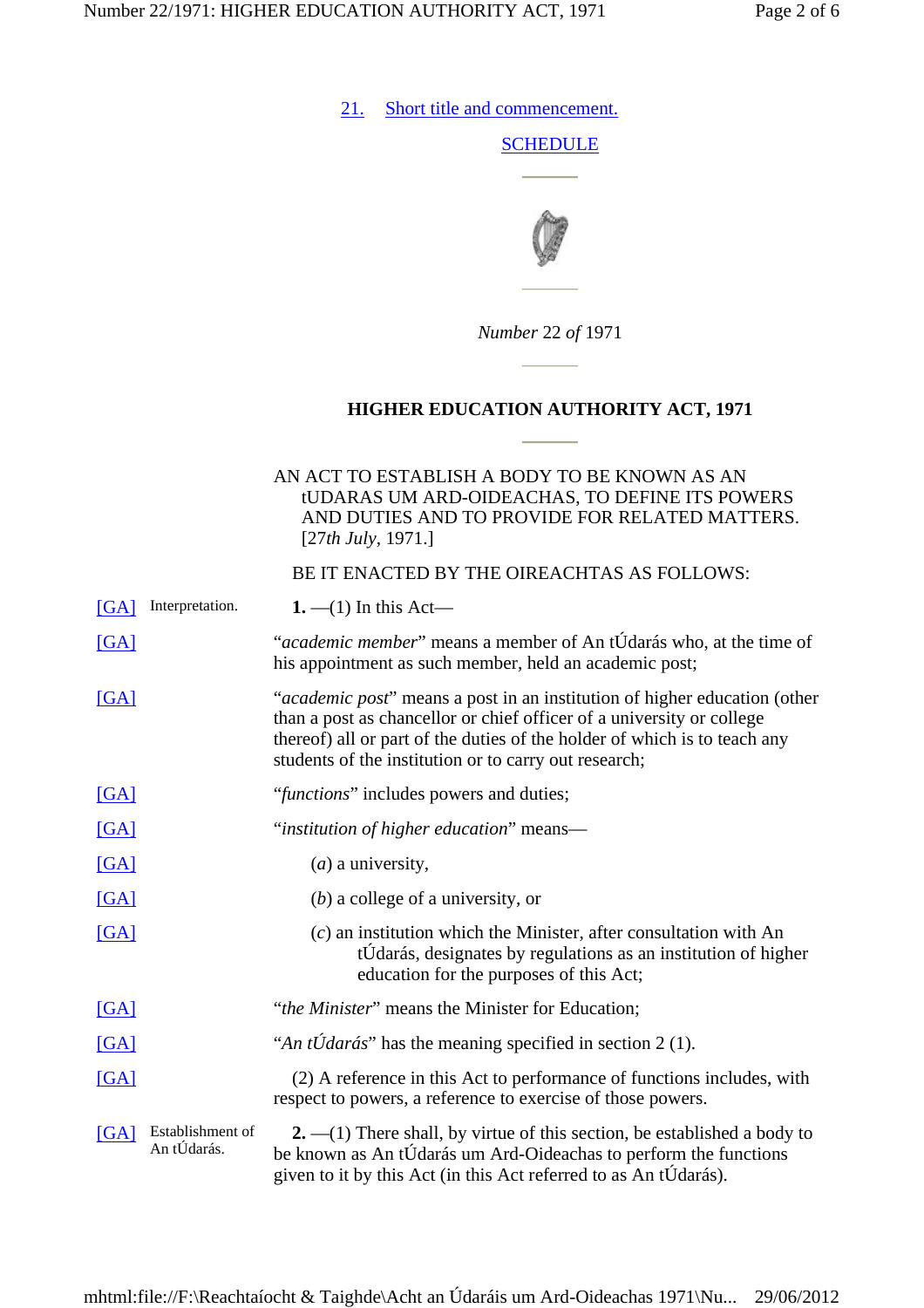21. Short title and commencement.

SCHEDULE

*Number* 22 *of* 1971

## HIGHER EDUCATION AUTHORITY ACT, 1971

AN ACT TO ESTABLISH A BODY TO BE KNOWN AS AN tUDARAS UM ARD-OIDEACHAS, TO DEFINE ITS POWERS AND DUTIES AND TO PROVIDE FOR RELATED MATTERS. [27*th July*, 1971.]

BE IT ENACTED BY THE OIREACHTAS AS FOLLOWS:

[GA] Interpretation.

**1.** —(1) In this Act—

[GA] "*academic member*" means a member of An tÚdarás who, at the time of his appointment as such member, held an academic post;

[GA] "*academic post*" means a post in an institution of higher education (other than a post as chancellor or chief officer of a university or college thereof) all or part of the duties of the holder of which is to teach any students of the institution or to carry out research;

[GA] "*functions*" includes powers and duties;

[GA] "*institution of higher education*" means—

[GA] (*a*) a university,

[GA] (*b*) a college of a university, or

[GA] (*c*) an institution which the Minister, after consultation with An tÚdarás, designates by regulations as an institution of higher education for the purposes of this Act;

[GA] "*the Minister*" means the Minister for Education;

[GA] "*An tÚdarás*" has the meaning specified in section 2 (1).

[GA] (2) A reference in this Act to performance of functions includes, with respect to powers, a reference to exercise of those powers.

[GA] Establishment of An tÚdarás.

**2.** —(1) There shall, by virtue of this section, be established a body to be known as An tÚdarás um Ard-Oideachas to perform the functions given to it by this Act (in this Act referred to as An tÚdarás).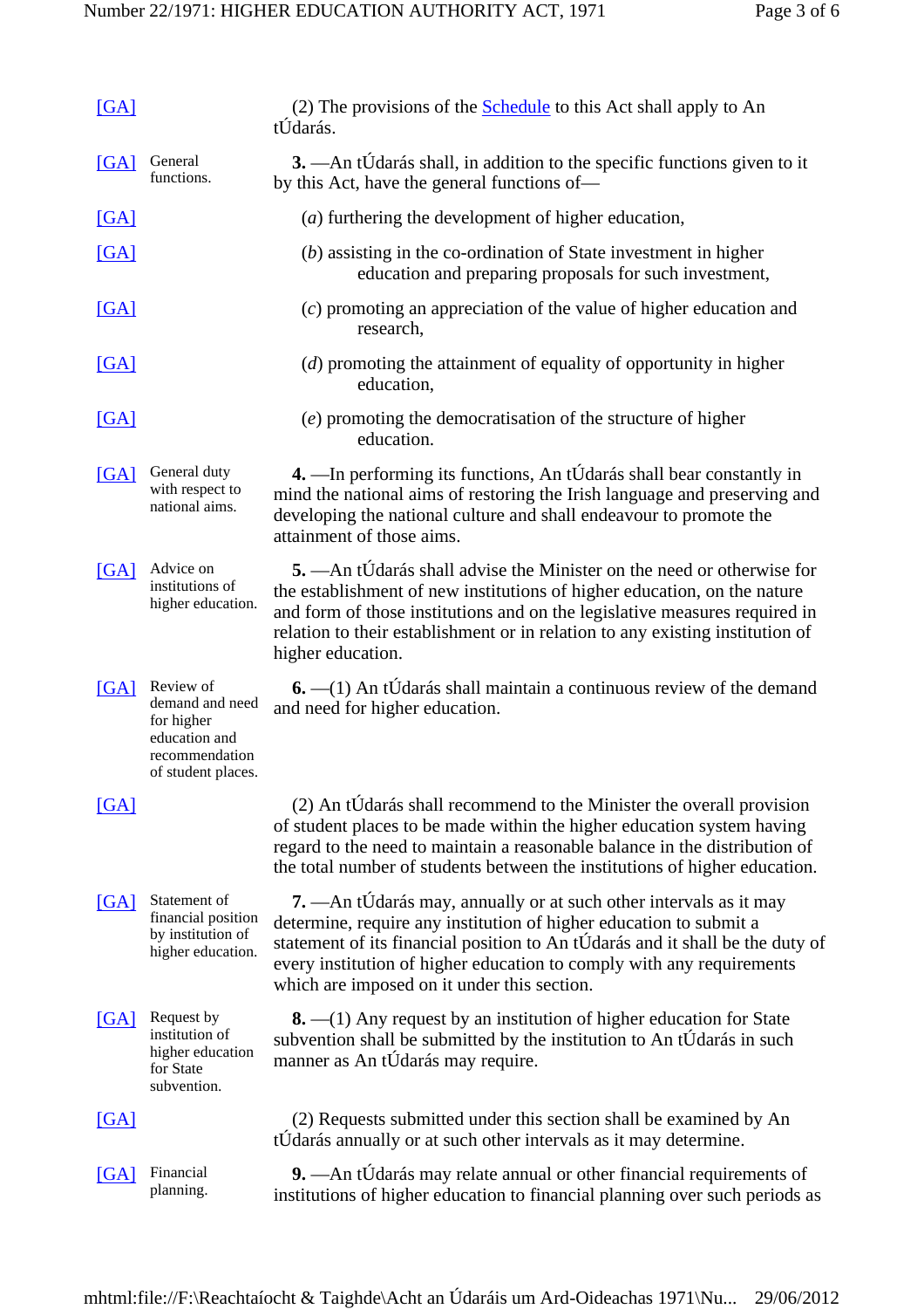[GA] (2) The provisions of the Schedule to this Act shall apply to An tÚdarás.

[GA] General functions.

**3.** —An tÚdarás shall, in addition to the specific functions given to it by this Act, have the general functions of—

[GA] (*a*) furthering the development of higher education,

[GA] (*b*) assisting in the co-ordination of State investment in higher education and preparing proposals for such investment,

[GA] (*c*) promoting an appreciation of the value of higher education and research,

[GA] (*d*) promoting the attainment of equality of opportunity in higher education,

[GA] (*e*) promoting the democratisation of the structure of higher education.

[GA] General duty with respect to national aims.

**4.** —In performing its functions, An tÚdarás shall bear constantly in mind the national aims of restoring the Irish language and preserving and developing the national culture and shall endeavour to promote the attainment of those aims.

[GA] Advice on institutions of higher education.

**5.** —An tÚdarás shall advise the Minister on the need or otherwise for the establishment of new institutions of higher education, on the nature and form of those institutions and on the legislative measures required in relation to their establishment or in relation to any existing institution of higher education.

[GA] Review of demand and need for higher education and recommendation of student places.

**6.** —(1) An tÚdarás shall maintain a continuous review of the demand and need for higher education.

[GA] (2) An tÚdarás shall recommend to the Minister the overall provision of student places to be made within the higher education system having regard to the need to maintain a reasonable balance in the distribution of the total number of students between the institutions of higher education.

[GA] Statement of financial position by institution of higher education.

**7.** —An tÚdarás may, annually or at such other intervals as it may determine, require any institution of higher education to submit a statement of its financial position to An tÚdarás and it shall be the duty of every institution of higher education to comply with any requirements which are imposed on it under this section.

[GA] Request by institution of higher education for State subvention.

**8.** —(1) Any request by an institution of higher education for State subvention shall be submitted by the institution to An tÚdarás in such manner as An tÚdarás may require.

[GA] (2) Requests submitted under this section shall be examined by An tÚdarás annually or at such other intervals as it may determine.

[GA] Financial planning.

**9.** —An tÚdarás may relate annual or other financial requirements of institutions of higher education to financial planning over such periods as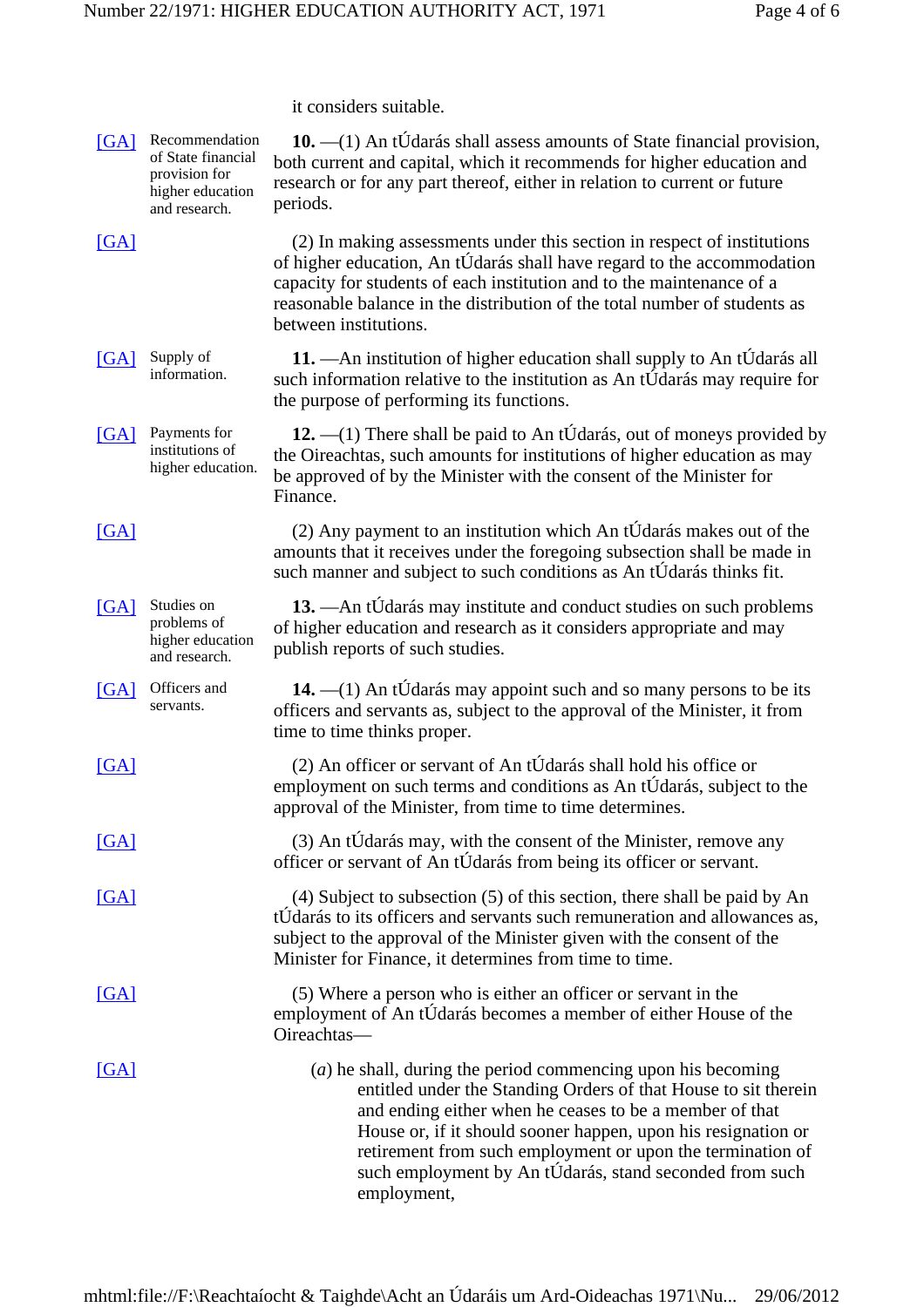it considers suitable.

[GA] Recommendation of State financial provision for higher education and research.

**10.** —(1) An tÚdarás shall assess amounts of State financial provision, both current and capital, which it recommends for higher education and research or for any part thereof, either in relation to current or future periods.

[GA]

(2) In making assessments under this section in respect of institutions of higher education, An tÚdarás shall have regard to the accommodation capacity for students of each institution and to the maintenance of a reasonable balance in the distribution of the total number of students as between institutions.

[GA] Supply of information.

**11.** —An institution of higher education shall supply to An tÚdarás all such information relative to the institution as An tÚdarás may require for the purpose of performing its functions.

[GA] Payments for institutions of higher education.

**12.** —(1) There shall be paid to An tÚdarás, out of moneys provided by the Oireachtas, such amounts for institutions of higher education as may be approved of by the Minister with the consent of the Minister for Finance.

[GA]

(2) Any payment to an institution which An tÚdarás makes out of the amounts that it receives under the foregoing subsection shall be made in such manner and subject to such conditions as An tÚdarás thinks fit.

[GA] Studies on problems of higher education and research.

**13.** —An tÚdarás may institute and conduct studies on such problems of higher education and research as it considers appropriate and may publish reports of such studies.

[GA] Officers and servants.

**14.** —(1) An tÚdarás may appoint such and so many persons to be its officers and servants as, subject to the approval of the Minister, it from time to time thinks proper.

[GA]

(2) An officer or servant of An tÚdarás shall hold his office or employment on such terms and conditions as An tÚdarás, subject to the approval of the Minister, from time to time determines.

[GA]

(3) An tÚdarás may, with the consent of the Minister, remove any officer or servant of An tÚdarás from being its officer or servant.

[GA]

(4) Subject to subsection (5) of this section, there shall be paid by An tÚdarás to its officers and servants such remuneration and allowances as, subject to the approval of the Minister given with the consent of the Minister for Finance, it determines from time to time.

[GA]

(5) Where a person who is either an officer or servant in the employment of An tÚdarás becomes a member of either House of the Oireachtas—

[GA]

(*a*) he shall, during the period commencing upon his becoming entitled under the Standing Orders of that House to sit therein and ending either when he ceases to be a member of that House or, if it should sooner happen, upon his resignation or retirement from such employment or upon the termination of such employment by An tÚdarás, stand seconded from such employment,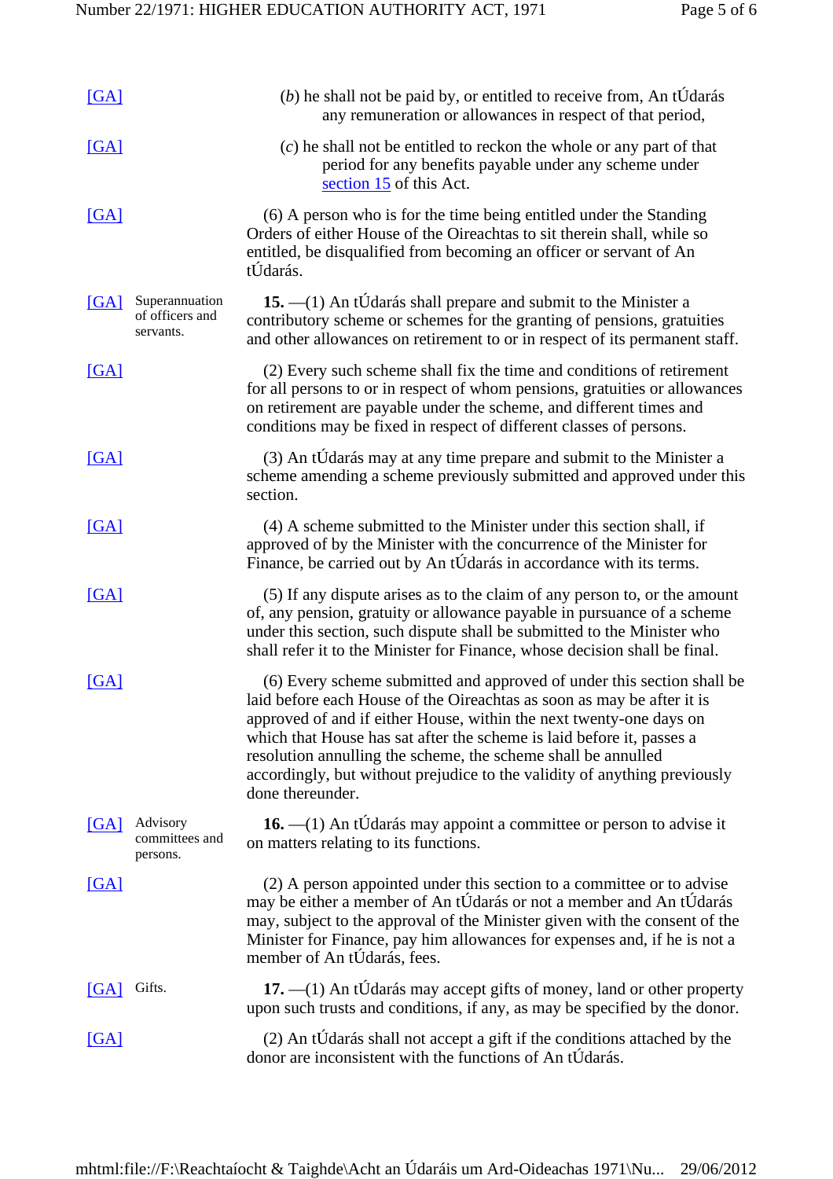[GA] (*b*) he shall not be paid by, or entitled to receive from, An tÚdarás any remuneration or allowances in respect of that period,

[GA] (*c*) he shall not be entitled to reckon the whole or any part of that period for any benefits payable under any scheme under section 15 of this Act.

[GA] (6) A person who is for the time being entitled under the Standing Orders of either House of the Oireachtas to sit therein shall, while so entitled, be disqualified from becoming an officer or servant of An tÚdarás.

[GA] Superannuation of officers and servants.

**15.** —(1) An tÚdarás shall prepare and submit to the Minister a contributory scheme or schemes for the granting of pensions, gratuities and other allowances on retirement to or in respect of its permanent staff.

[GA] (2) Every such scheme shall fix the time and conditions of retirement for all persons to or in respect of whom pensions, gratuities or allowances on retirement are payable under the scheme, and different times and conditions may be fixed in respect of different classes of persons.

[GA] (3) An tÚdarás may at any time prepare and submit to the Minister a scheme amending a scheme previously submitted and approved under this section.

[GA] (4) A scheme submitted to the Minister under this section shall, if approved of by the Minister with the concurrence of the Minister for Finance, be carried out by An tÚdarás in accordance with its terms.

[GA] (5) If any dispute arises as to the claim of any person to, or the amount of, any pension, gratuity or allowance payable in pursuance of a scheme under this section, such dispute shall be submitted to the Minister who shall refer it to the Minister for Finance, whose decision shall be final.

[GA] (6) Every scheme submitted and approved of under this section shall be laid before each House of the Oireachtas as soon as may be after it is approved of and if either House, within the next twenty-one days on which that House has sat after the scheme is laid before it, passes a resolution annulling the scheme, the scheme shall be annulled accordingly, but without prejudice to the validity of anything previously done thereunder.

[GA] Advisory committees and persons.

**16.** —(1) An tÚdarás may appoint a committee or person to advise it on matters relating to its functions.

[GA] (2) A person appointed under this section to a committee or to advise may be either a member of An tÚdarás or not a member and An tÚdarás may, subject to the approval of the Minister given with the consent of the Minister for Finance, pay him allowances for expenses and, if he is not a member of An tÚdarás, fees.

[GA] Gifts.

**17.** —(1) An tÚdarás may accept gifts of money, land or other property upon such trusts and conditions, if any, as may be specified by the donor.

[GA] (2) An tÚdarás shall not accept a gift if the conditions attached by the donor are inconsistent with the functions of An tÚdarás.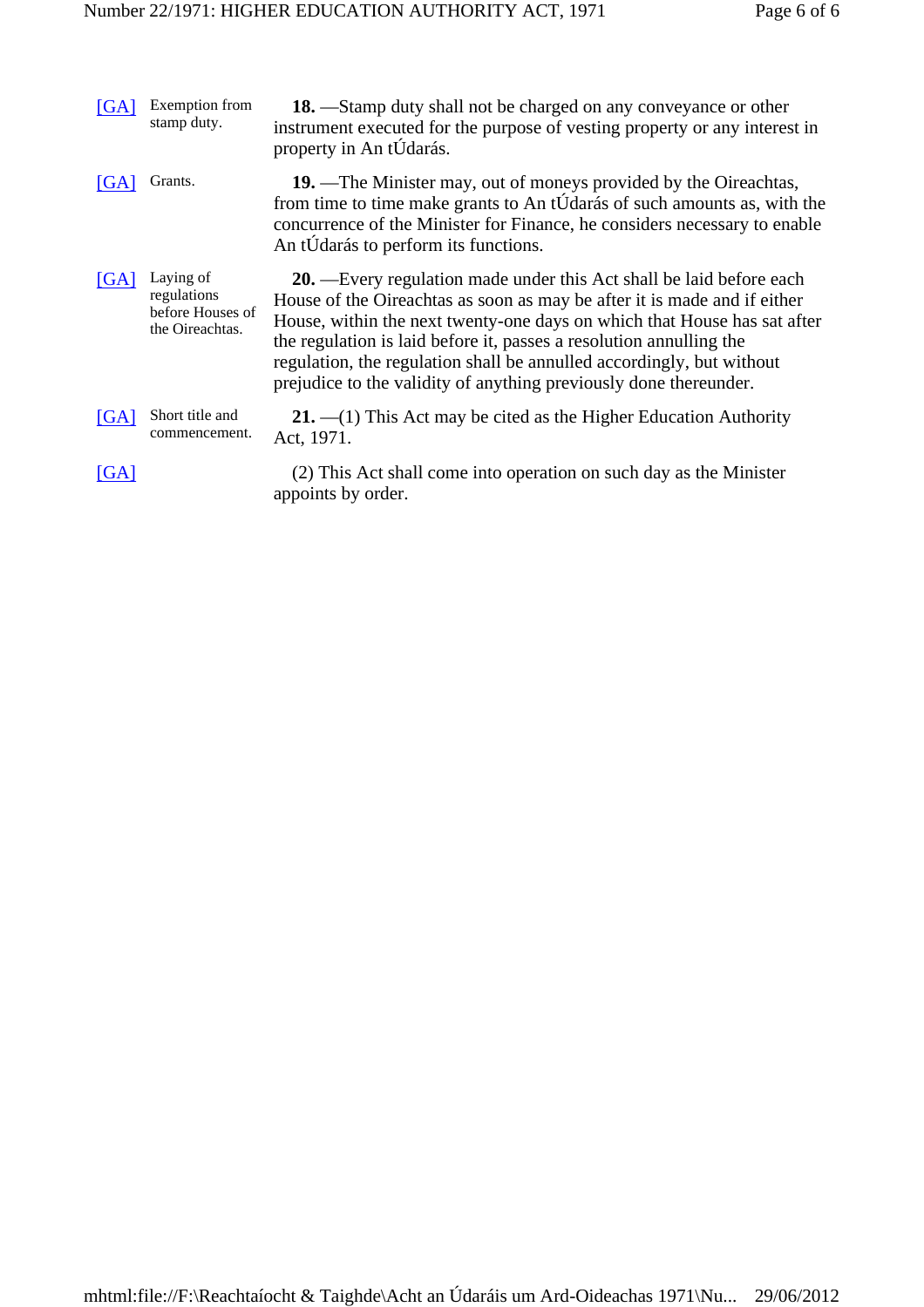[GA] Exemption from stamp duty.

**18.** —Stamp duty shall not be charged on any conveyance or other instrument executed for the purpose of vesting property or any interest in property in An tÚdarás.

[GA] Grants.

**19.** —The Minister may, out of moneys provided by the Oireachtas, from time to time make grants to An tÚdarás of such amounts as, with the concurrence of the Minister for Finance, he considers necessary to enable An tÚdarás to perform its functions.

[GA] Laying of regulations before Houses of the Oireachtas.

**20.** —Every regulation made under this Act shall be laid before each House of the Oireachtas as soon as may be after it is made and if either House, within the next twenty-one days on which that House has sat after the regulation is laid before it, passes a resolution annulling the regulation, the regulation shall be annulled accordingly, but without prejudice to the validity of anything previously done thereunder.

[GA] Short title and commencement.

**21.** —(1) This Act may be cited as the Higher Education Authority Act, 1971.

[GA]

(2) This Act shall come into operation on such day as the Minister appoints by order.